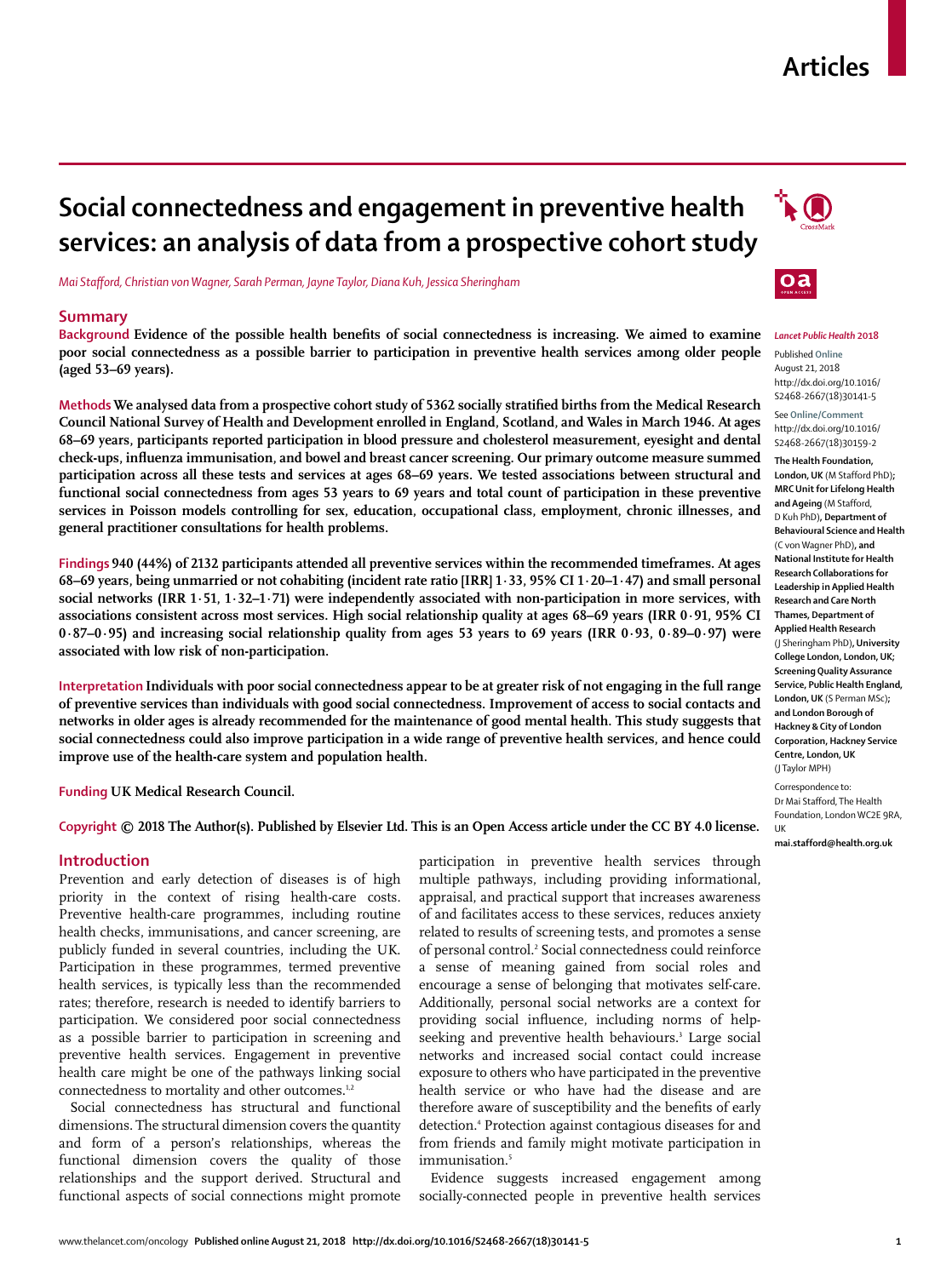# Social connectedness and engagement in preventive health services: an analysis of data from a prospective cohort study

*Mai Stafford, Christian von Wagner, Sarah Perman, Jayne Taylor, Diana Kuh, Jessica Sheringham*

## Summary

**Background** Evidence of the possible health benefits of social connectedness is increasing. We aimed to examine poor social connectedness as a possible barrier to participation in preventive health services among older people (aged 53–69 years).

**Methods** We analysed data from a prospective cohort study of 5362 socially stratified births from the Medical Research Council National Survey of Health and Development enrolled in England, Scotland, and Wales in March 1946. At ages 68–69 years, participants reported participation in blood pressure and cholesterol measurement, eyesight and dental check-ups, influenza immunisation, and bowel and breast cancer screening. Our primary outcome measure summed participation across all these tests and services at ages 68–69 years. We tested associations between structural and functional social connectedness from ages 53 years to 69 years and total count of participation in these preventive services in Poisson models controlling for sex, education, occupational class, employment, chronic illnesses, and general practitioner consultations for health problems.

**Findings** 940 (44%) of 2132 participants attended all preventive services within the recommended timeframes. At ages 68–69 years, being unmarried or not cohabiting (incident rate ratio [IRR] 1·33, 95% CI 1·20–1·47) and small personal social networks (IRR 1·51, 1·32–1·71) were independently associated with non-participation in more services, with associations consistent across most services. High social relationship quality at ages 68–69 years (IRR 0·91, 95% CI 0·87–0·95) and increasing social relationship quality from ages 53 years to 69 years (IRR 0·93, 0·89–0·97) were associated with low risk of non-participation.

**Interpretation** Individuals with poor social connectedness appear to be at greater risk of not engaging in the full range of preventive services than individuals with good social connectedness. Improvement of access to social contacts and networks in older ages is already recommended for the maintenance of good mental health. This study suggests that social connectedness could also improve participation in a wide range of preventive health services, and hence could improve use of the health-care system and population health.

**Funding** UK Medical Research Council.

**Copyright** © 2018 The Author(s). Published by Elsevier Ltd. This is an Open Access article under the CC BY 4.0 license.

*Lancet Public Health* 2018

Published Online August 21, 2018 http://dx.doi.org/10.1016/S2468-2667(18)30141-5

See Online/Comment http://dx.doi.org/10.1016/S2468-2667(18)30159-2

**The Health Foundation, London, UK** (M Stafford PhD)**; MRC Unit for Lifelong Health and Ageing** (M Stafford, D Kuh PhD)**, Department of Behavioural Science and Health** (C von Wagner PhD)**, and National Institute for Health Research Collaborations for Leadership in Applied Health Research and Care North Thames, Department of Applied Health Research** (J Sheringham PhD)**, University College London, London, UK; Screening Quality Assurance Service, Public Health England, London, UK** (S Perman MSc)**; and London Borough of Hackney & City of London Corporation, Hackney Service Centre, London, UK** (J Taylor MPH)

Correspondence to: Dr Mai Stafford, The Health Foundation, London WC2E 9RA, UK **mai.stafford@health.org.uk**

## Introduction

Prevention and early detection of diseases is of high priority in the context of rising health-care costs. Preventive health-care programmes, including routine health checks, immunisations, and cancer screening, are publicly funded in several countries, including the UK. Participation in these programmes, termed preventive health services, is typically less than the recommended rates; therefore, research is needed to identify barriers to participation. We considered poor social connectedness as a possible barrier to participation in screening and preventive health services. Engagement in preventive health care might be one of the pathways linking social connectedness to mortality and other outcomes.[1,2]

Social connectedness has structural and functional dimensions. The structural dimension covers the quantity and form of a person's relationships, whereas the functional dimension covers the quality of those relationships and the support derived. Structural and functional aspects of social connections might promote participation in preventive health services through multiple pathways, including providing informational, appraisal, and practical support that increases awareness of and facilitates access to these services, reduces anxiety related to results of screening tests, and promotes a sense of personal control.[2] Social connectedness could reinforce a sense of meaning gained from social roles and encourage a sense of belonging that motivates self-care. Additionally, personal social networks are a context for providing social influence, including norms of help-seeking and preventive health behaviours.[3] Large social networks and increased social contact could increase exposure to others who have participated in the preventive health service or who have had the disease and are therefore aware of susceptibility and the benefits of early detection.[4] Protection against contagious diseases for and from friends and family might motivate participation in immunisation.[5]

Evidence suggests increased engagement among socially-connected people in preventive health services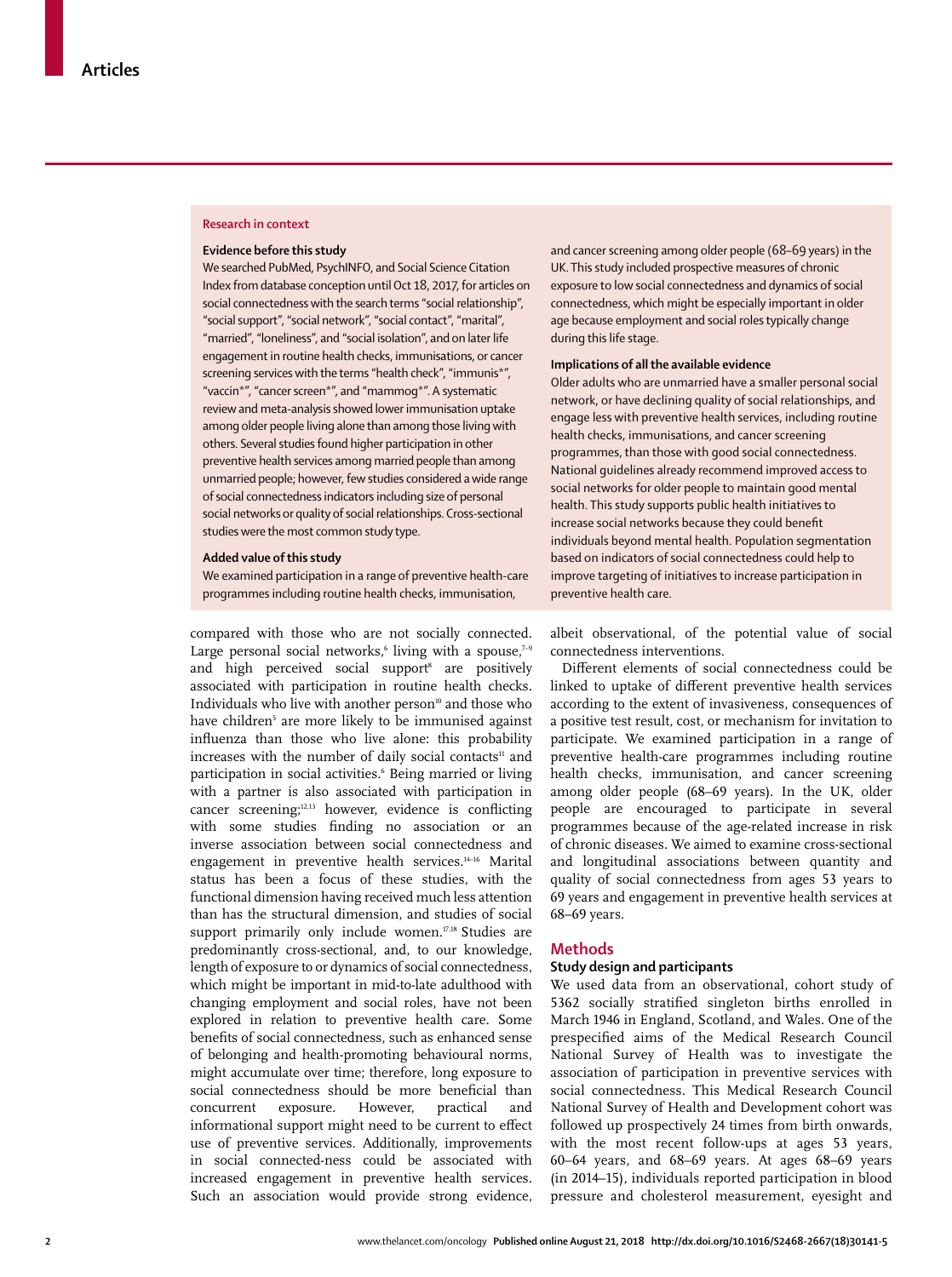## Research in context

### Evidence before this study

We searched PubMed, PsychINFO, and Social Science Citation Index from database conception until Oct 18, 2017, for articles on social connectedness with the search terms "social relationship", "social support", "social network", "social contact", "marital", "married", "loneliness", and "social isolation", and on later life engagement in routine health checks, immunisations, or cancer screening services with the terms "health check", "immunis*", "vaccin*", "cancer screen*", and "mammog*". A systematic review and meta-analysis showed lower immunisation uptake among older people living alone than among those living with others. Several studies found higher participation in other preventive health services among married people than among unmarried people; however, few studies considered a wide range of social connectedness indicators including size of personal social networks or quality of social relationships. Cross-sectional studies were the most common study type.

### Added value of this study

We examined participation in a range of preventive health-care programmes including routine health checks, immunisation, and cancer screening among older people (68–69 years) in the UK. This study included prospective measures of chronic exposure to low social connectedness and dynamics of social connectedness, which might be especially important in older age because employment and social roles typically change during this life stage.

### Implications of all the available evidence

Older adults who are unmarried have a smaller personal social network, or have declining quality of social relationships, and engage less with preventive health services, including routine health checks, immunisations, and cancer screening programmes, than those with good social connectedness. National guidelines already recommend improved access to social networks for older people to maintain good mental health. This study supports public health initiatives to increase social networks because they could benefit individuals beyond mental health. Population segmentation based on indicators of social connectedness could help to improve targeting of initiatives to increase participation in preventive health care.

compared with those who are not socially connected. Large personal social networks,[6] living with a spouse,[7–9] and high perceived social support[8] are positively associated with participation in routine health checks. Individuals who live with another person[10] and those who have children[5] are more likely to be immunised against influenza than those who live alone: this probability increases with the number of daily social contacts[11] and participation in social activities.[6] Being married or living with a partner is also associated with participation in cancer screening;[12,13] however, evidence is conflicting with some studies finding no association or an inverse association between social connectedness and engagement in preventive health services.[14–16] Marital status has been a focus of these studies, with the functional dimension having received much less attention than has the structural dimension, and studies of social support primarily only include women.[17,18] Studies are predominantly cross-sectional, and, to our knowledge, length of exposure to or dynamics of social connectedness, which might be important in mid-to-late adulthood with changing employment and social roles, have not been explored in relation to preventive health care. Some benefits of social connectedness, such as enhanced sense of belonging and health-promoting behavioural norms, might accumulate over time; therefore, long exposure to social connectedness should be more beneficial than concurrent exposure. However, practical and informational support might need to be current to effect use of preventive services. Additionally, improvements in social connected-ness could be associated with increased engagement in preventive health services. Such an association would provide strong evidence, albeit observational, of the potential value of social connectedness interventions.

Different elements of social connectedness could be linked to uptake of different preventive health services according to the extent of invasiveness, consequences of a positive test result, cost, or mechanism for invitation to participate. We examined participation in a range of preventive health-care programmes including routine health checks, immunisation, and cancer screening among older people (68–69 years). In the UK, older people are encouraged to participate in several programmes because of the age-related increase in risk of chronic diseases. We aimed to examine cross-sectional and longitudinal associations between quantity and quality of social connectedness from ages 53 years to 69 years and engagement in preventive health services at 68–69 years.

## Methods

### Study design and participants

We used data from an observational, cohort study of 5362 socially stratified singleton births enrolled in March 1946 in England, Scotland, and Wales. One of the prespecified aims of the Medical Research Council National Survey of Health was to investigate the association of participation in preventive services with social connectedness. This Medical Research Council National Survey of Health and Development cohort was followed up prospectively 24 times from birth onwards, with the most recent follow-ups at ages 53 years, 60–64 years, and 68–69 years. At ages 68–69 years (in 2014–15), individuals reported participation in blood pressure and cholesterol measurement, eyesight and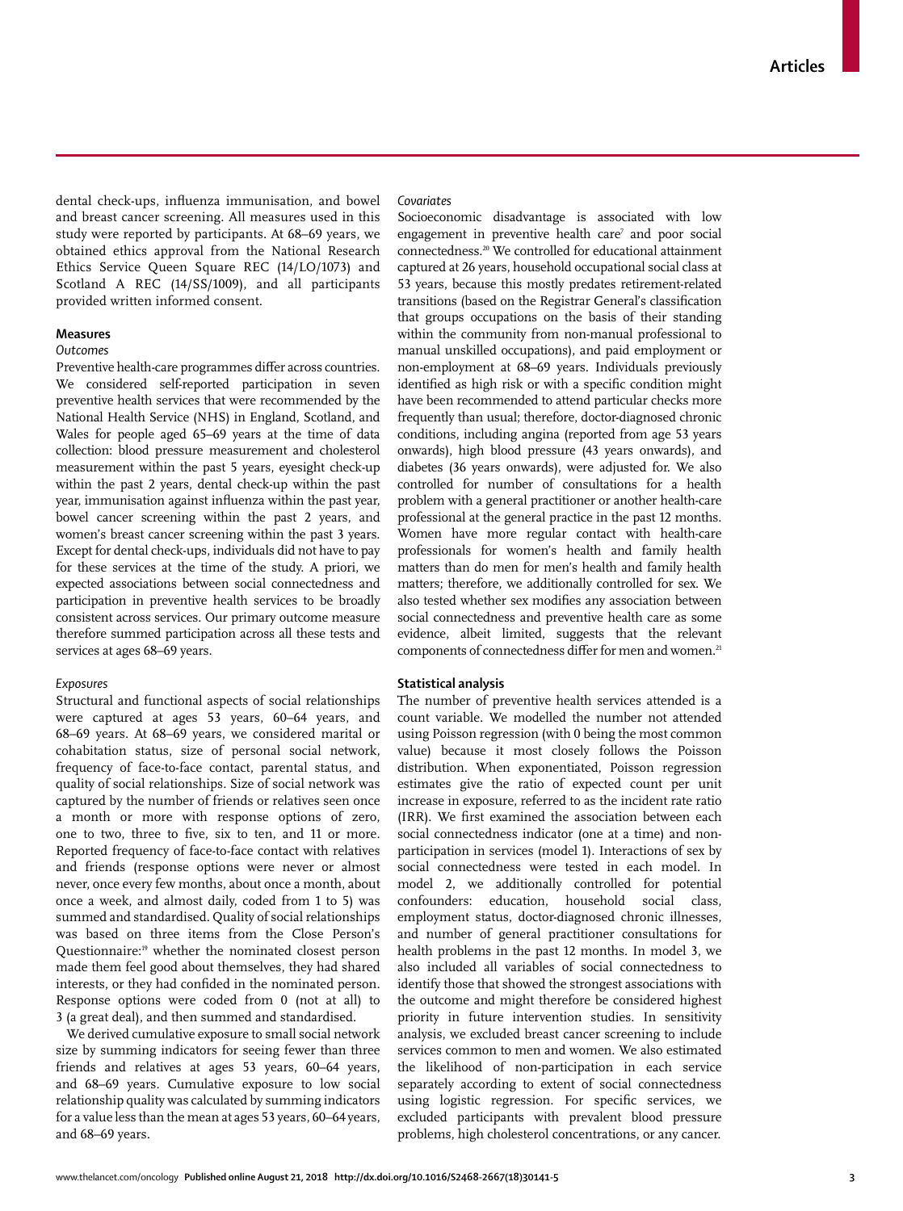dental check-ups, influenza immunisation, and bowel and breast cancer screening. All measures used in this study were reported by participants. At 68–69 years, we obtained ethics approval from the National Research Ethics Service Queen Square REC (14/LO/1073) and Scotland A REC (14/SS/1009), and all participants provided written informed consent.

## Measures

### *Outcomes*

Preventive health-care programmes differ across countries. We considered self-reported participation in seven preventive health services that were recommended by the National Health Service (NHS) in England, Scotland, and Wales for people aged 65–69 years at the time of data collection: blood pressure measurement and cholesterol measurement within the past 5 years, eyesight check-up within the past 2 years, dental check-up within the past year, immunisation against influenza within the past year, bowel cancer screening within the past 2 years, and women's breast cancer screening within the past 3 years. Except for dental check-ups, individuals did not have to pay for these services at the time of the study. A priori, we expected associations between social connectedness and participation in preventive health services to be broadly consistent across services. Our primary outcome measure therefore summed participation across all these tests and services at ages 68–69 years.

### *Exposures*

Structural and functional aspects of social relationships were captured at ages 53 years, 60–64 years, and 68–69 years. At 68–69 years, we considered marital or cohabitation status, size of personal social network, frequency of face-to-face contact, parental status, and quality of social relationships. Size of social network was captured by the number of friends or relatives seen once a month or more with response options of zero, one to two, three to five, six to ten, and 11 or more. Reported frequency of face-to-face contact with relatives and friends (response options were never or almost never, once every few months, about once a month, about once a week, and almost daily, coded from 1 to 5) was summed and standardised. Quality of social relationships was based on three items from the Close Person's Questionnaire:[19] whether the nominated closest person made them feel good about themselves, they had shared interests, or they had confided in the nominated person. Response options were coded from 0 (not at all) to 3 (a great deal), and then summed and standardised.

We derived cumulative exposure to small social network size by summing indicators for seeing fewer than three friends and relatives at ages 53 years, 60–64 years, and 68–69 years. Cumulative exposure to low social relationship quality was calculated by summing indicators for a value less than the mean at ages 53 years, 60–64 years, and 68–69 years.

### *Covariates*

Socioeconomic disadvantage is associated with low engagement in preventive health care[7] and poor social connectedness.[20] We controlled for educational attainment captured at 26 years, household occupational social class at 53 years, because this mostly predates retirement-related transitions (based on the Registrar General's classification that groups occupations on the basis of their standing within the community from non-manual professional to manual unskilled occupations), and paid employment or non-employment at 68–69 years. Individuals previously identified as high risk or with a specific condition might have been recommended to attend particular checks more frequently than usual; therefore, doctor-diagnosed chronic conditions, including angina (reported from age 53 years onwards), high blood pressure (43 years onwards), and diabetes (36 years onwards), were adjusted for. We also controlled for number of consultations for a health problem with a general practitioner or another health-care professional at the general practice in the past 12 months. Women have more regular contact with health-care professionals for women's health and family health matters than do men for men's health and family health matters; therefore, we additionally controlled for sex. We also tested whether sex modifies any association between social connectedness and preventive health care as some evidence, albeit limited, suggests that the relevant components of connectedness differ for men and women.[21]

## Statistical analysis

The number of preventive health services attended is a count variable. We modelled the number not attended using Poisson regression (with 0 being the most common value) because it most closely follows the Poisson distribution. When exponentiated, Poisson regression estimates give the ratio of expected count per unit increase in exposure, referred to as the incident rate ratio (IRR). We first examined the association between each social connectedness indicator (one at a time) and non-participation in services (model 1). Interactions of sex by social connectedness were tested in each model. In model 2, we additionally controlled for potential confounders: education, household social class, employment status, doctor-diagnosed chronic illnesses, and number of general practitioner consultations for health problems in the past 12 months. In model 3, we also included all variables of social connectedness to identify those that showed the strongest associations with the outcome and might therefore be considered highest priority in future intervention studies. In sensitivity analysis, we excluded breast cancer screening to include services common to men and women. We also estimated the likelihood of non-participation in each service separately according to extent of social connectedness using logistic regression. For specific services, we excluded participants with prevalent blood pressure problems, high cholesterol concentrations, or any cancer.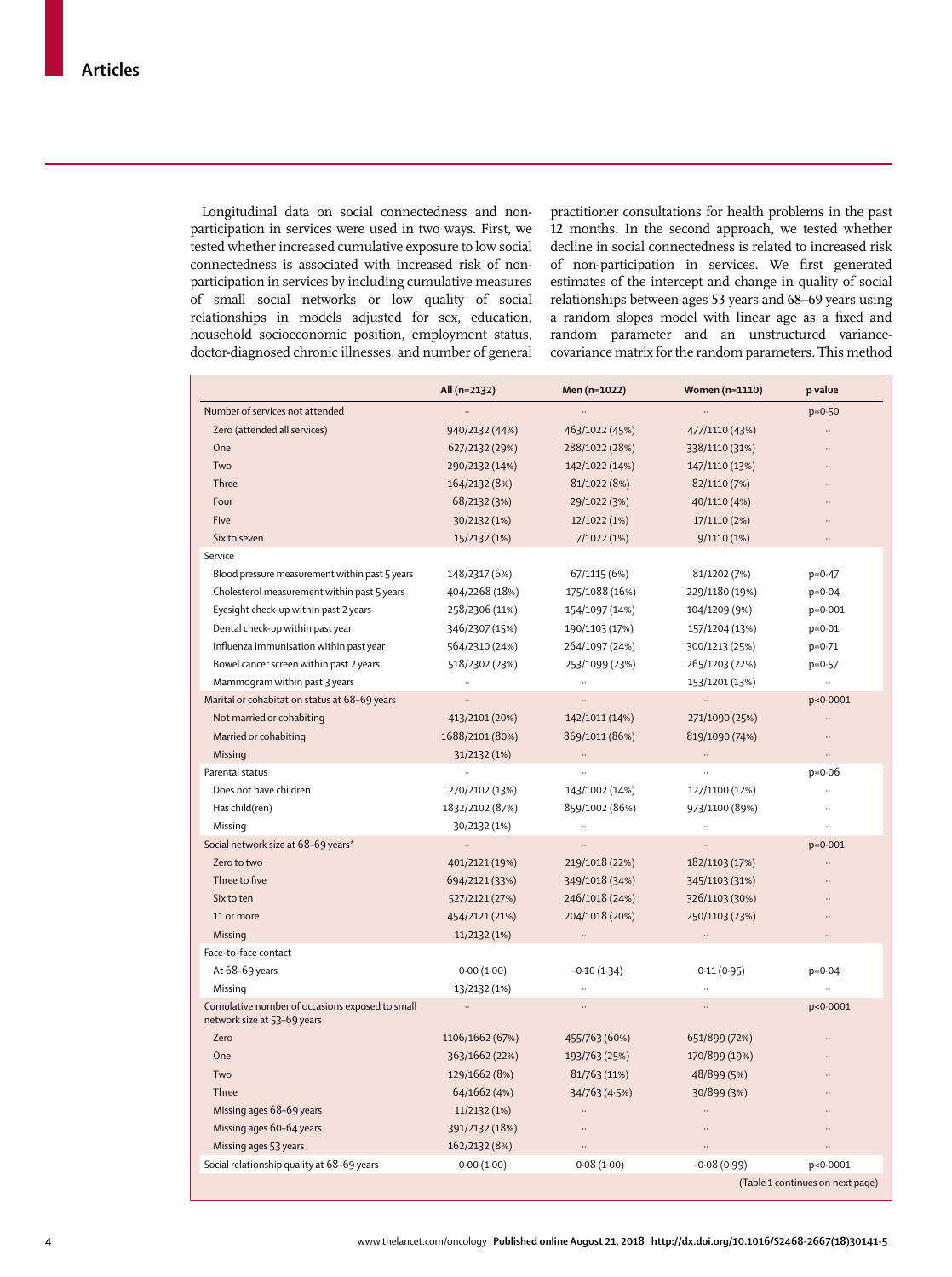Longitudinal data on social connectedness and non-participation in services were used in two ways. First, we tested whether increased cumulative exposure to low social connectedness is associated with increased risk of non-participation in services by including cumulative measures of small social networks or low quality of social relationships in models adjusted for sex, education, household socioeconomic position, employment status, doctor-diagnosed chronic illnesses, and number of general practitioner consultations for health problems in the past 12 months. In the second approach, we tested whether decline in social connectedness is related to increased risk of non-participation in services. We first generated estimates of the intercept and change in quality of social relationships between ages 53 years and 68–69 years using a random slopes model with linear age as a fixed and random parameter and an unstructured variance-covariance matrix for the random parameters. This method

| | All (n=2132) | Men (n=1022) | Women (n=1110) | p value |
|---|---|---|---|---|
| Number of services not attended | .. | .. | .. | p=0·50 |
| Zero (attended all services) | 940/2132 (44%) | 463/1022 (45%) | 477/1110 (43%) | .. |
| One | 627/2132 (29%) | 288/1022 (28%) | 338/1110 (31%) | .. |
| Two | 290/2132 (14%) | 142/1022 (14%) | 147/1110 (13%) | .. |
| Three | 164/2132 (8%) | 81/1022 (8%) | 82/1110 (7%) | .. |
| Four | 68/2132 (3%) | 29/1022 (3%) | 40/1110 (4%) | .. |
| Five | 30/2132 (1%) | 12/1022 (1%) | 17/1110 (2%) | .. |
| Six to seven | 15/2132 (1%) | 7/1022 (1%) | 9/1110 (1%) | .. |
| Service | | | | |
| Blood pressure measurement within past 5 years | 148/2317 (6%) | 67/1115 (6%) | 81/1202 (7%) | p=0·47 |
| Cholesterol measurement within past 5 years | 404/2268 (18%) | 175/1088 (16%) | 229/1180 (19%) | p=0·04 |
| Eyesight check-up within past 2 years | 258/2306 (11%) | 154/1097 (14%) | 104/1209 (9%) | p=0·001 |
| Dental check-up within past year | 346/2307 (15%) | 190/1103 (17%) | 157/1204 (13%) | p=0·01 |
| Influenza immunisation within past year | 564/2310 (24%) | 264/1097 (24%) | 300/1213 (25%) | p=0·71 |
| Bowel cancer screen within past 2 years | 518/2302 (23%) | 253/1099 (23%) | 265/1203 (22%) | p=0·57 |
| Mammogram within past 3 years | .. | .. | 153/1201 (13%) | .. |
| Marital or cohabitation status at 68–69 years | .. | .. | .. | p<0·0001 |
| Not married or cohabiting | 413/2101 (20%) | 142/1011 (14%) | 271/1090 (25%) | .. |
| Married or cohabiting | 1688/2101 (80%) | 869/1011 (86%) | 819/1090 (74%) | .. |
| Missing | 31/2132 (1%) | .. | .. | .. |
| Parental status | .. | .. | .. | p=0·06 |
| Does not have children | 270/2102 (13%) | 143/1002 (14%) | 127/1100 (12%) | .. |
| Has child(ren) | 1832/2102 (87%) | 859/1002 (86%) | 973/1100 (89%) | .. |
| Missing | 30/2132 (1%) | .. | .. | .. |
| Social network size at 68–69 years* | .. | .. | .. | p=0·001 |
| Zero to two | 401/2121 (19%) | 219/1018 (22%) | 182/1103 (17%) | .. |
| Three to five | 694/2121 (33%) | 349/1018 (34%) | 345/1103 (31%) | .. |
| Six to ten | 527/2121 (27%) | 246/1018 (24%) | 326/1103 (30%) | .. |
| 11 or more | 454/2121 (21%) | 204/1018 (20%) | 250/1103 (23%) | .. |
| Missing | 11/2132 (1%) | .. | .. | .. |
| Face-to-face contact | | | | |
| At 68–69 years | 0·00 (1·00) | −0·10 (1·34) | 0·11 (0·95) | p=0·04 |
| Missing | 13/2132 (1%) | .. | .. | .. |
| Cumulative number of occasions exposed to small network size at 53–69 years | .. | .. | .. | p<0·0001 |
| Zero | 1106/1662 (67%) | 455/763 (60%) | 651/899 (72%) | .. |
| One | 363/1662 (22%) | 193/763 (25%) | 170/899 (19%) | .. |
| Two | 129/1662 (8%) | 81/763 (11%) | 48/899 (5%) | .. |
| Three | 64/1662 (4%) | 34/763 (4·5%) | 30/899 (3%) | .. |
| Missing ages 68–69 years | 11/2132 (1%) | .. | .. | .. |
| Missing ages 60–64 years | 391/2132 (18%) | .. | .. | .. |
| Missing ages 53 years | 162/2132 (8%) | .. | .. | .. |
| Social relationship quality at 68–69 years | 0·00 (1·00) | 0·08 (1·00) | −0·08 (0·99) | p<0·0001 |

(Table 1 continues on next page)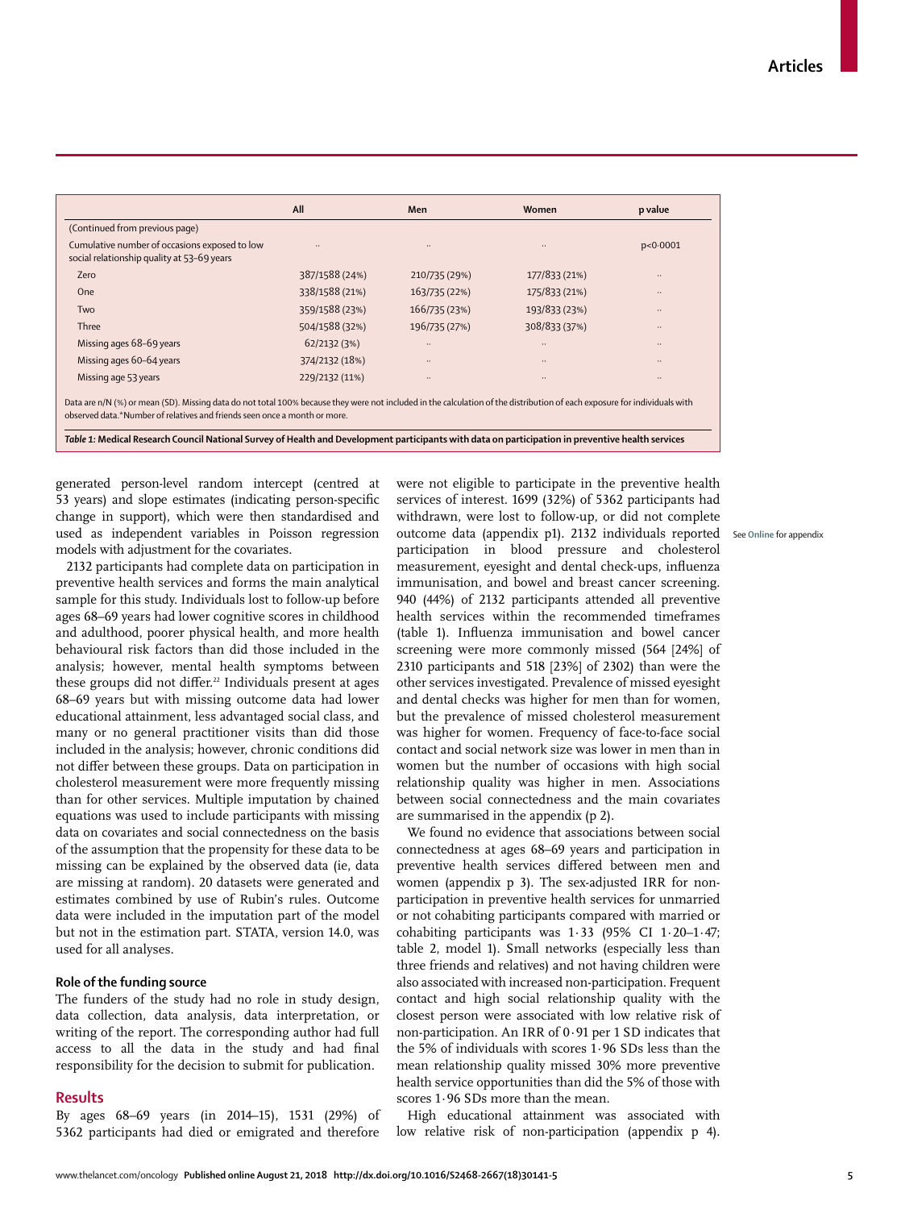| | All | Men | Women | p value |
|---|---|---|---|---|
| (Continued from previous page) | | | | |
| Cumulative number of occasions exposed to low social relationship quality at 53–69 years | .. | .. | .. | p<0·0001 |
| Zero | 387/1588 (24%) | 210/735 (29%) | 177/833 (21%) | .. |
| One | 338/1588 (21%) | 163/735 (22%) | 175/833 (21%) | .. |
| Two | 359/1588 (23%) | 166/735 (23%) | 193/833 (23%) | .. |
| Three | 504/1588 (32%) | 196/735 (27%) | 308/833 (37%) | .. |
| Missing ages 68–69 years | 62/2132 (3%) | .. | .. | .. |
| Missing ages 60–64 years | 374/2132 (18%) | .. | .. | .. |
| Missing age 53 years | 229/2132 (11%) | .. | .. | .. |

Data are n/N (%) or mean (SD). Missing data do not total 100% because they were not included in the calculation of the distribution of each exposure for individuals with observed data. *Number of relatives and friends seen once a month or more.

***Table 1:*** **Medical Research Council National Survey of Health and Development participants with data on participation in preventive health services**

generated person-level random intercept (centred at 53 years) and slope estimates (indicating person-specific change in support), which were then standardised and used as independent variables in Poisson regression models with adjustment for the covariates.

2132 participants had complete data on participation in preventive health services and forms the main analytical sample for this study. Individuals lost to follow-up before ages 68–69 years had lower cognitive scores in childhood and adulthood, poorer physical health, and more health behavioural risk factors than did those included in the analysis; however, mental health symptoms between these groups did not differ.[22] Individuals present at ages 68–69 years but with missing outcome data had lower educational attainment, less advantaged social class, and many or no general practitioner visits than did those included in the analysis; however, chronic conditions did not differ between these groups. Data on participation in cholesterol measurement were more frequently missing than for other services. Multiple imputation by chained equations was used to include participants with missing data on covariates and social connectedness on the basis of the assumption that the propensity for these data to be missing can be explained by the observed data (ie, data are missing at random). 20 datasets were generated and estimates combined by use of Rubin's rules. Outcome data were included in the imputation part of the model but not in the estimation part. STATA, version 14.0, was used for all analyses.

### Role of the funding source

The funders of the study had no role in study design, data collection, data analysis, data interpretation, or writing of the report. The corresponding author had full access to all the data in the study and had final responsibility for the decision to submit for publication.

## Results

By ages 68–69 years (in 2014–15), 1531 (29%) of 5362 participants had died or emigrated and therefore were not eligible to participate in the preventive health services of interest. 1699 (32%) of 5362 participants had withdrawn, were lost to follow-up, or did not complete outcome data (appendix p1). 2132 individuals reported participation in blood pressure and cholesterol measurement, eyesight and dental check-ups, influenza immunisation, and bowel and breast cancer screening. 940 (44%) of 2132 participants attended all preventive health services within the recommended timeframes (table 1). Influenza immunisation and bowel cancer screening were more commonly missed (564 [24%] of 2310 participants and 518 [23%] of 2302) than were the other services investigated. Prevalence of missed eyesight and dental checks was higher for men than for women, but the prevalence of missed cholesterol measurement was higher for women. Frequency of face-to-face social contact and social network size was lower in men than in women but the number of occasions with high social relationship quality was higher in men. Associations between social connectedness and the main covariates are summarised in the appendix (p 2).

See Online for appendix

We found no evidence that associations between social connectedness at ages 68–69 years and participation in preventive health services differed between men and women (appendix p 3). The sex-adjusted IRR for non-participation in preventive health services for unmarried or not cohabiting participants compared with married or cohabiting participants was 1·33 (95% CI 1·20–1·47; table 2, model 1). Small networks (especially less than three friends and relatives) and not having children were also associated with increased non-participation. Frequent contact and high social relationship quality with the closest person were associated with low relative risk of non-participation. An IRR of 0·91 per 1 SD indicates that the 5% of individuals with scores 1·96 SDs less than the mean relationship quality missed 30% more preventive health service opportunities than did the 5% of those with scores 1·96 SDs more than the mean.

High educational attainment was associated with low relative risk of non-participation (appendix p 4).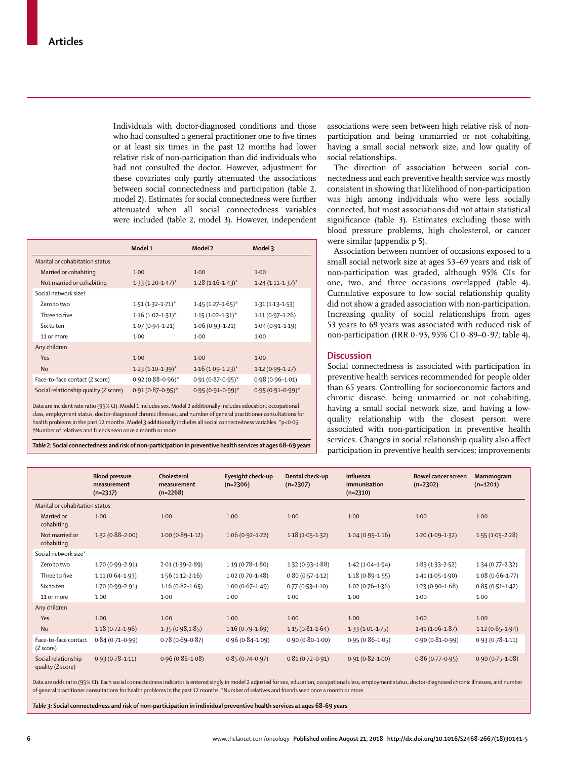Individuals with doctor-diagnosed conditions and those who had consulted a general practitioner one to five times or at least six times in the past 12 months had lower relative risk of non-participation than did individuals who had not consulted the doctor. However, adjustment for these covariates only partly attenuated the associations between social connectedness and participation (table 2, model 2). Estimates for social connectedness were further attenuated when all social connectedness variables were included (table 2, model 3). However, independent associations were seen between high relative risk of non-participation and being unmarried or not cohabiting, having a small social network size, and low quality of social relationships.

The direction of association between social connectedness and each preventive health service was mostly consistent in showing that likelihood of non-participation was high among individuals who were less socially connected, but most associations did not attain statistical significance (table 3). Estimates excluding those with blood pressure problems, high cholesterol, or cancer were similar (appendix p 5).

Association between number of occasions exposed to a small social network size at ages 53–69 years and risk of non-participation was graded, although 95% CIs for one, two, and three occasions overlapped (table 4). Cumulative exposure to low social relationship quality did not show a graded association with non-participation. Increasing quality of social relationships from ages 53 years to 69 years was associated with reduced risk of non-participation (IRR 0·93, 95% CI 0·89–0·97; table 4).

| | Model 1 | Model 2 | Model 3 |
|---|---|---|---|
| Marital or cohabitation status | | | |
| Married or cohabiting | 1·00 | 1·00 | 1·00 |
| Not married or cohabiting | 1·33 (1·20–1·47)* | 1·28 (1·16–1·43)* | 1·24 (1·11–1·37)* |
| Social network size† | | | |
| Zero to two | 1·51 (1·32–1·71)* | 1·45 (1·27–1·65)* | 1·31 (1·13–1·53) |
| Three to five | 1·16 (1·02–1·31)* | 1·15 (1·02–1·31)* | 1·11 (0·97–1·26) |
| Six to ten | 1·07 (0·94–1·21) | 1·06 (0·93–1·21) | 1·04 (0·91–1·19) |
| 11 or more | 1·00 | 1·00 | 1·00 |
| Any children | | | |
| Yes | 1·00 | 1·00 | 1·00 |
| No | 1·23 (1·10–1·39)* | 1·16 (1·09–1·23)* | 1·12 (0·99–1·27) |
| Face-to-face contact (Z score) | 0·92 (0·88–0·96)* | 0·91 (0·87–0·95)* | 0·98 (0·96–1·01) |
| Social relationship quality (Z score) | 0·91 (0·87–0·95)* | 0·95 (0·91–0·99)* | 0·95 (0·91–0·99)* |

Data are incident rate ratio (95% CI). Model 1 includes sex. Model 2 additionally includes education, occupational class, employment status, doctor-diagnosed chronic illnesses, and number of general practitioner consultations for health problems in the past 12 months. Model 3 additionally includes all social connectedness variables. *p<0·05. †Number of relatives and friends seen once a month or more.

*Table 2:* **Social connectedness and risk of non-participation in preventive health services at ages 68–69 years**

## Discussion

Social connectedness is associated with participation in preventive health services recommended for people older than 65 years. Controlling for socioeconomic factors and chronic disease, being unmarried or not cohabiting, having a small social network size, and having a low-quality relationship with the closest person were associated with non-participation in preventive health services. Changes in social relationship quality also affect participation in preventive health services; improvements

| | Blood pressure measurement (n=2317) | Cholesterol measurement (n=2268) | Eyesight check-up (n=2306) | Dental check-up (n=2307) | Influenza immunisation (n=2310) | Bowel cancer screen (n=2302) | Mammogram (n=1201) |
|---|---|---|---|---|---|---|---|
| Marital or cohabitation status | | | | | | | |
| Married or cohabiting | 1·00 | 1·00 | 1·00 | 1·00 | 1·00 | 1·00 | 1·00 |
| Not married or cohabiting | 1·32 (0·88–2·00) | 1·00 (0·89–1·12) | 1·06 (0·92–1·22) | 1·18 (1·05–1·32) | 1·04 (0·95–1·16) | 1·20 (1·09–1·32) | 1·55 (1·05–2·28) |
| Social network size* | | | | | | | |
| Zero to two | 1·70 (0·99–2·91) | 2·01 (1·39–2·89) | 1·19 (0·78–1·80) | 1·32 (0·93–1·88) | 1·42 (1·04–1·94) | 1·83 (1·33–2·52) | 1·34 (0·77–2·32) |
| Three to five | 1·11 (0·64–1·93) | 1·56 (1·12–2·16) | 1·02 (0·70–1·48) | 0·80 (0·57–1·12) | 1·18 (0·89–1·55) | 1·41 (1·05–1·90) | 1·08 (0·66–1·77) |
| Six to ten | 1·70 (0·99–2·91) | 1·16 (0·82–1·65) | 1·00 (0·67–1·49) | 0·77 (0·53–1·10) | 1·02 (0·76–1·36) | 1·23 (0·90–1·68) | 0·85 (0·51–1·42) |
| 11 or more | 1·00 | 1·00 | 1·00 | 1·00 | 1·00 | 1·00 | 1·00 |
| Any children | | | | | | | |
| Yes | 1·00 | 1·00 | 1·00 | 1·00 | 1·00 | 1·00 | 1·00 |
| No | 1·18 (0·72–1·96) | 1·35 (0·98,1·85) | 1·16 (0·79–1·69) | 1·15 (0·81–1·64) | 1·33 (1·01–1·75) | 1·41 (1·06–1·87) | 1·12 (0·65–1·94) |
| Face-to-face contact (Z score) | 0·84 (0·71–0·99) | 0·78 (0·69–0·87) | 0·96 (0·84–1·09) | 0·90 (0·80–1·00) | 0·95 (0·86–1·05) | 0·90 (0·81–0·99) | 0·93 (0·78–1·11) |
| Social relationship quality (Z score) | 0·93 (0·78–1·11) | 0·96 (0·86–1·08) | 0·85 (0·74–0·97) | 0·81 (0·72–0·91) | 0·91 (0·82–1·00) | 0·86 (0·77–0·95) | 0·90 (0·75–1·08) |

Data are odds ratio (95% CI). Each social connectedness indicator is entered singly in model 2 adjusted for sex, education, occupational class, employment status, doctor-diagnosed chronic illnesses, and number of general practitioner consultations for health problems in the past 12 months. *Number of relatives and friends seen once a month or more.

*Table 3:* **Social connectedness and risk of non-participation in individual preventive health services at ages 68–69 years**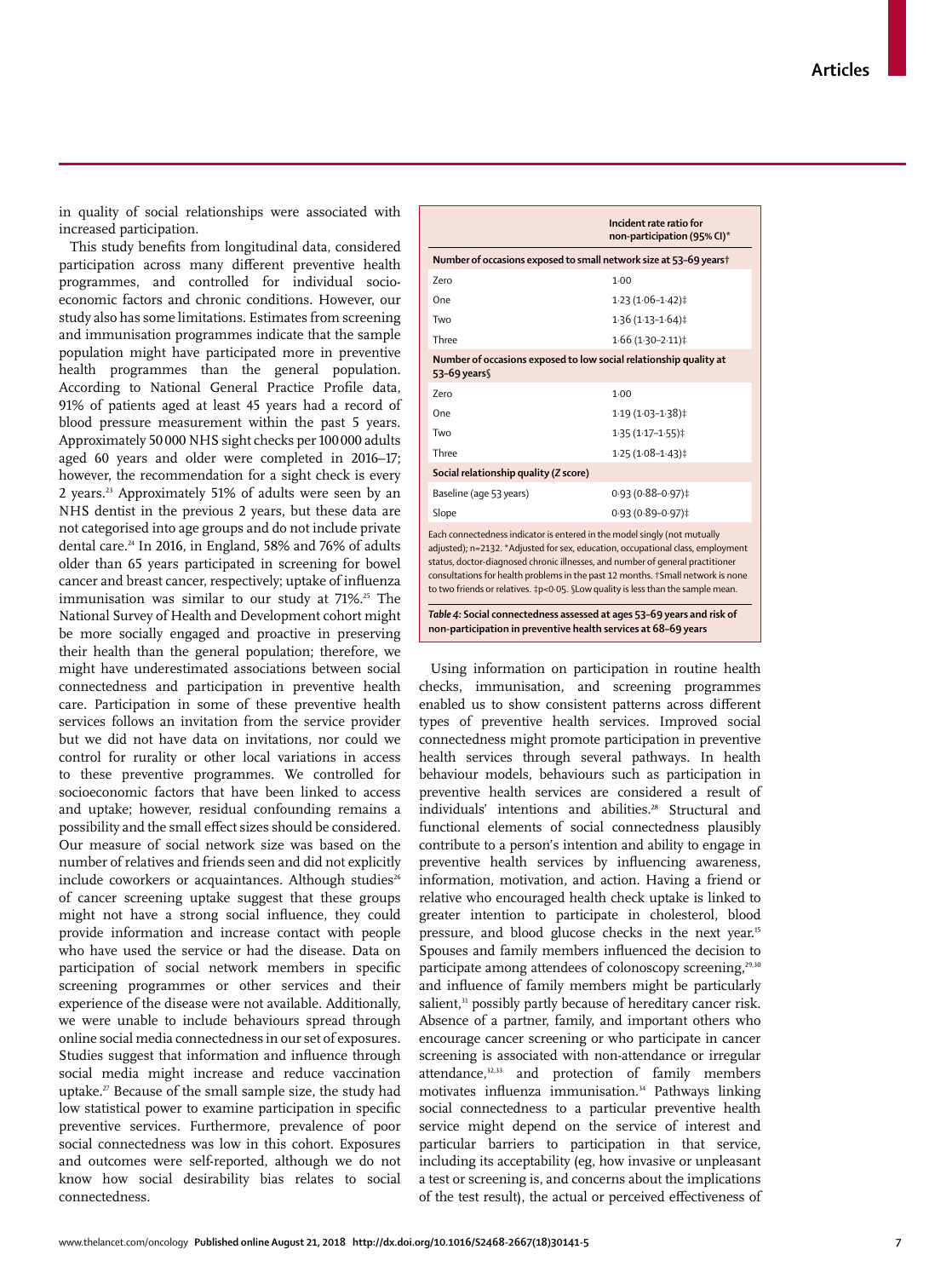in quality of social relationships were associated with increased participation.

This study benefits from longitudinal data, considered participation across many different preventive health programmes, and controlled for individual socioeconomic factors and chronic conditions. However, our study also has some limitations. Estimates from screening and immunisation programmes indicate that the sample population might have participated more in preventive health programmes than the general population. According to National General Practice Profile data, 91% of patients aged at least 45 years had a record of blood pressure measurement within the past 5 years. Approximately 50 000 NHS sight checks per 100 000 adults aged 60 years and older were completed in 2016–17; however, the recommendation for a sight check is every 2 years.[23] Approximately 51% of adults were seen by an NHS dentist in the previous 2 years, but these data are not categorised into age groups and do not include private dental care.[24] In 2016, in England, 58% and 76% of adults older than 65 years participated in screening for bowel cancer and breast cancer, respectively; uptake of influenza immunisation was similar to our study at 71%.[25] The National Survey of Health and Development cohort might be more socially engaged and proactive in preserving their health than the general population; therefore, we might have underestimated associations between social connectedness and participation in preventive health care. Participation in some of these preventive health services follows an invitation from the service provider but we did not have data on invitations, nor could we control for rurality or other local variations in access to these preventive programmes. We controlled for socioeconomic factors that have been linked to access and uptake; however, residual confounding remains a possibility and the small effect sizes should be considered. Our measure of social network size was based on the number of relatives and friends seen and did not explicitly include coworkers or acquaintances. Although studies[26] of cancer screening uptake suggest that these groups might not have a strong social influence, they could provide information and increase contact with people who have used the service or had the disease. Data on participation of social network members in specific screening programmes or other services and their experience of the disease were not available. Additionally, we were unable to include behaviours spread through online social media connectedness in our set of exposures. Studies suggest that information and influence through social media might increase and reduce vaccination uptake.[27] Because of the small sample size, the study had low statistical power to examine participation in specific preventive services. Furthermore, prevalence of poor social connectedness was low in this cohort. Exposures and outcomes were self-reported, although we do not know how social desirability bias relates to social connectedness.

| | Incident rate ratio for non-participation (95% CI)* |
|---|---|
| **Number of occasions exposed to small network size at 53–69 years†** | |
| Zero | 1·00 |
| One | 1·23 (1·06–1·42)‡ |
| Two | 1·36 (1·13–1·64)‡ |
| Three | 1·66 (1·30–2·11)‡ |
| **Number of occasions exposed to low social relationship quality at 53–69 years§** | |
| Zero | 1·00 |
| One | 1·19 (1·03–1·38)‡ |
| Two | 1·35 (1·17–1·55)‡ |
| Three | 1·25 (1·08–1·43)‡ |
| **Social relationship quality (Z score)** | |
| Baseline (age 53 years) | 0·93 (0·88–0·97)‡ |
| Slope | 0·93 (0·89–0·97)‡ |

Each connectedness indicator is entered in the model singly (not mutually adjusted); n=2132. *Adjusted for sex, education, occupational class, employment status, doctor-diagnosed chronic illnesses, and number of general practitioner consultations for health problems in the past 12 months. †Small network is none to two friends or relatives. ‡p<0·05. §Low quality is less than the sample mean.

*Table 4:* **Social connectedness assessed at ages 53–69 years and risk of non-participation in preventive health services at 68–69 years**

Using information on participation in routine health checks, immunisation, and screening programmes enabled us to show consistent patterns across different types of preventive health services. Improved social connectedness might promote participation in preventive health services through several pathways. In health behaviour models, behaviours such as participation in preventive health services are considered a result of individuals' intentions and abilities.[28] Structural and functional elements of social connectedness plausibly contribute to a person's intention and ability to engage in preventive health services by influencing awareness, information, motivation, and action. Having a friend or relative who encouraged health check uptake is linked to greater intention to participate in cholesterol, blood pressure, and blood glucose checks in the next year.[15] Spouses and family members influenced the decision to participate among attendees of colonoscopy screening,[29,30] and influence of family members might be particularly salient,[31] possibly partly because of hereditary cancer risk. Absence of a partner, family, and important others who encourage cancer screening or who participate in cancer screening is associated with non-attendance or irregular attendance,[32,33] and protection of family members motivates influenza immunisation.[34] Pathways linking social connectedness to a particular preventive health service might depend on the service of interest and particular barriers to participation in that service, including its acceptability (eg, how invasive or unpleasant a test or screening is, and concerns about the implications of the test result), the actual or perceived effectiveness of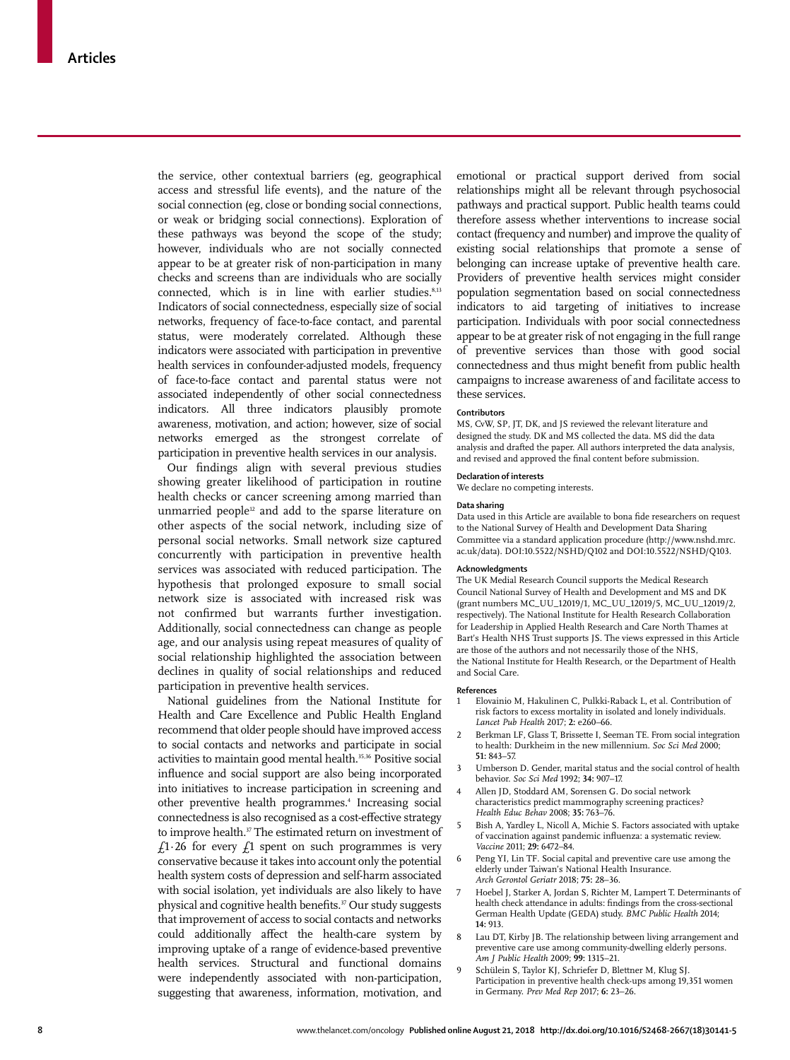the service, other contextual barriers (eg, geographical access and stressful life events), and the nature of the social connection (eg, close or bonding social connections, or weak or bridging social connections). Exploration of these pathways was beyond the scope of the study; however, individuals who are not socially connected appear to be at greater risk of non-participation in many checks and screens than are individuals who are socially connected, which is in line with earlier studies.[8,13] Indicators of social connectedness, especially size of social networks, frequency of face-to-face contact, and parental status, were moderately correlated. Although these indicators were associated with participation in preventive health services in confounder-adjusted models, frequency of face-to-face contact and parental status were not associated independently of other social connectedness indicators. All three indicators plausibly promote awareness, motivation, and action; however, size of social networks emerged as the strongest correlate of participation in preventive health services in our analysis.

Our findings align with several previous studies showing greater likelihood of participation in routine health checks or cancer screening among married than unmarried people[12] and add to the sparse literature on other aspects of the social network, including size of personal social networks. Small network size captured concurrently with participation in preventive health services was associated with reduced participation. The hypothesis that prolonged exposure to small social network size is associated with increased risk was not confirmed but warrants further investigation. Additionally, social connectedness can change as people age, and our analysis using repeat measures of quality of social relationship highlighted the association between declines in quality of social relationships and reduced participation in preventive health services.

National guidelines from the National Institute for Health and Care Excellence and Public Health England recommend that older people should have improved access to social contacts and networks and participate in social activities to maintain good mental health.[35,36] Positive social influence and social support are also being incorporated into initiatives to increase participation in screening and other preventive health programmes.[4] Increasing social connectedness is also recognised as a cost-effective strategy to improve health.[37] The estimated return on investment of £1·26 for every £1 spent on such programmes is very conservative because it takes into account only the potential health system costs of depression and self-harm associated with social isolation, yet individuals are also likely to have physical and cognitive health benefits.[37] Our study suggests that improvement of access to social contacts and networks could additionally affect the health-care system by improving uptake of a range of evidence-based preventive health services. Structural and functional domains were independently associated with non-participation, suggesting that awareness, information, motivation, and emotional or practical support derived from social relationships might all be relevant through psychosocial pathways and practical support. Public health teams could therefore assess whether interventions to increase social contact (frequency and number) and improve the quality of existing social relationships that promote a sense of belonging can increase uptake of preventive health care. Providers of preventive health services might consider population segmentation based on social connectedness indicators to aid targeting of initiatives to increase participation. Individuals with poor social connectedness appear to be at greater risk of not engaging in the full range of preventive services than those with good social connectedness and thus might benefit from public health campaigns to increase awareness of and facilitate access to these services.

**Contributors**

MS, CvW, SP, JT, DK, and JS reviewed the relevant literature and designed the study. DK and MS collected the data. MS did the data analysis and drafted the paper. All authors interpreted the data analysis, and revised and approved the final content before submission.

**Declaration of interests**

We declare no competing interests.

**Data sharing**

Data used in this Article are available to bona fide researchers on request to the National Survey of Health and Development Data Sharing Committee via a standard application procedure (http://www.nshd.mrc.ac.uk/data). DOI:10.5522/NSHD/Q102 and DOI:10.5522/NSHD/Q103.

**Acknowledgments**

The UK Medial Research Council supports the Medical Research Council National Survey of Health and Development and MS and DK (grant numbers MC_UU_12019/1, MC_UU_12019/5, MC_UU_12019/2, respectively). The National Institute for Health Research Collaboration for Leadership in Applied Health Research and Care North Thames at Bart's Health NHS Trust supports JS. The views expressed in this Article are those of the authors and not necessarily those of the NHS, the National Institute for Health Research, or the Department of Health and Social Care.

**References**

1. Elovainio M, Hakulinen C, Pulkki-Raback L, et al. Contribution of risk factors to excess mortality in isolated and lonely individuals. *Lancet Pub Health* 2017; **2:** e260–66.
2. Berkman LF, Glass T, Brissette I, Seeman TE. From social integration to health: Durkheim in the new millennium. *Soc Sci Med* 2000; **51:** 843–57.
3. Umberson D. Gender, marital status and the social control of health behavior. *Soc Sci Med* 1992; **34:** 907–17.
4. Allen JD, Stoddard AM, Sorensen G. Do social network characteristics predict mammography screening practices? *Health Educ Behav* 2008; **35:** 763–76.
5. Bish A, Yardley L, Nicoll A, Michie S. Factors associated with uptake of vaccination against pandemic influenza: a systematic review. *Vaccine* 2011; **29:** 6472–84.
6. Peng YI, Lin TF. Social capital and preventive care use among the elderly under Taiwan's National Health Insurance. *Arch Gerontol Geriatr* 2018; **75:** 28–36.
7. Hoebel J, Starker A, Jordan S, Richter M, Lampert T. Determinants of health check attendance in adults: findings from the cross-sectional German Health Update (GEDA) study. *BMC Public Health* 2014; **14:** 913.
8. Lau DT, Kirby JB. The relationship between living arrangement and preventive care use among community-dwelling elderly persons. *Am J Public Health* 2009; **99:** 1315–21.
9. Schülein S, Taylor KJ, Schriefer D, Blettner M, Klug SJ. Participation in preventive health check-ups among 19,351 women in Germany. *Prev Med Rep* 2017; **6:** 23–26.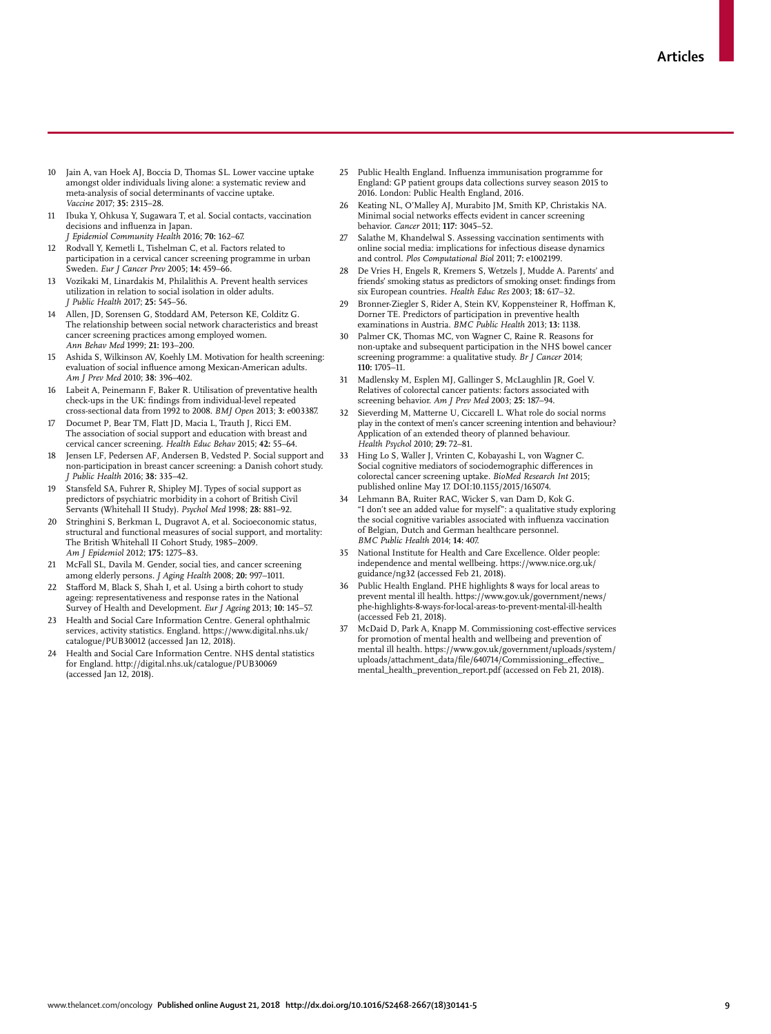10 Jain A, van Hoek AJ, Boccia D, Thomas SL. Lower vaccine uptake amongst older individuals living alone: a systematic review and meta-analysis of social determinants of vaccine uptake. *Vaccine* 2017; **35:** 2315–28.

11 Ibuka Y, Ohkusa Y, Sugawara T, et al. Social contacts, vaccination decisions and influenza in Japan. *J Epidemiol Community Health* 2016; **70:** 162–67.

12 Rodvall Y, Kemetli L, Tishelman C, et al. Factors related to participation in a cervical cancer screening programme in urban Sweden. *Eur J Cancer Prev* 2005; **14:** 459–66.

13 Vozikaki M, Linardakis M, Philalithis A. Prevent health services utilization in relation to social isolation in older adults. *J Public Health* 2017; **25:** 545–56.

14 Allen, JD, Sorensen G, Stoddard AM, Peterson KE, Colditz G. The relationship between social network characteristics and breast cancer screening practices among employed women. *Ann Behav Med* 1999; **21:** 193–200.

15 Ashida S, Wilkinson AV, Koehly LM. Motivation for health screening: evaluation of social influence among Mexican-American adults. *Am J Prev Med* 2010; **38:** 396–402.

16 Labeit A, Peinemann F, Baker R. Utilisation of preventative health check-ups in the UK: findings from individual-level repeated cross-sectional data from 1992 to 2008. *BMJ Open* 2013; **3:** e003387.

17 Documet P, Bear TM, Flatt JD, Macia L, Trauth J, Ricci EM. The association of social support and education with breast and cervical cancer screening. *Health Educ Behav* 2015; **42:** 55–64.

18 Jensen LF, Pedersen AF, Andersen B, Vedsted P. Social support and non-participation in breast cancer screening: a Danish cohort study. *J Public Health* 2016; **38:** 335–42.

19 Stansfeld SA, Fuhrer R, Shipley MJ. Types of social support as predictors of psychiatric morbidity in a cohort of British Civil Servants (Whitehall II Study). *Psychol Med* 1998; **28:** 881–92.

20 Stringhini S, Berkman L, Dugravot A, et al. Socioeconomic status, structural and functional measures of social support, and mortality: The British Whitehall II Cohort Study, 1985–2009. *Am J Epidemiol* 2012; **175:** 1275–83.

21 McFall SL, Davila M. Gender, social ties, and cancer screening among elderly persons. *J Aging Health* 2008; **20:** 997–1011.

22 Stafford M, Black S, Shah I, et al. Using a birth cohort to study ageing: representativeness and response rates in the National Survey of Health and Development. *Eur J Ageing* 2013; **10:** 145–57.

23 Health and Social Care Information Centre. General ophthalmic services, activity statistics. England. https://www.digital.nhs.uk/catalogue/PUB30012 (accessed Jan 12, 2018).

24 Health and Social Care Information Centre. NHS dental statistics for England. http://digital.nhs.uk/catalogue/PUB30069 (accessed Jan 12, 2018).

25 Public Health England. Influenza immunisation programme for England: GP patient groups data collections survey season 2015 to 2016. London: Public Health England, 2016.

26 Keating NL, O'Malley AJ, Murabito JM, Smith KP, Christakis NA. Minimal social networks effects evident in cancer screening behavior. *Cancer* 2011; **117:** 3045–52.

27 Salathe M, Khandelwal S. Assessing vaccination sentiments with online social media: implications for infectious disease dynamics and control. *Plos Computational Biol* 2011; **7:** e1002199.

28 De Vries H, Engels R, Kremers S, Wetzels J, Mudde A. Parents' and friends' smoking status as predictors of smoking onset: findings from six European countries. *Health Educ Res* 2003; **18:** 617–32.

29 Bronner-Ziegler S, Rider A, Stein KV, Koppensteiner R, Hoffman K, Dorner TE. Predictors of participation in preventive health examinations in Austria. *BMC Public Health* 2013; **13:** 1138.

30 Palmer CK, Thomas MC, von Wagner C, Raine R. Reasons for non-uptake and subsequent participation in the NHS bowel cancer screening programme: a qualitative study. *Br J Cancer* 2014; **110:** 1705–11.

31 Madlensky M, Esplen MJ, Gallinger S, McLaughlin JR, Goel V. Relatives of colorectal cancer patients: factors associated with screening behavior. *Am J Prev Med* 2003; **25:** 187–94.

32 Sieverding M, Matterne U, Ciccarell L. What role do social norms play in the context of men's cancer screening intention and behaviour? Application of an extended theory of planned behaviour. *Health Psychol* 2010; **29:** 72–81.

33 Hing Lo S, Waller J, Vrinten C, Kobayashi L, von Wagner C. Social cognitive mediators of sociodemographic differences in colorectal cancer screening uptake. *BioMed Research Int* 2015; published online May 17. DOI:10.1155/2015/165074.

34 Lehmann BA, Ruiter RAC, Wicker S, van Dam D, Kok G. "I don't see an added value for myself": a qualitative study exploring the social cognitive variables associated with influenza vaccination of Belgian, Dutch and German healthcare personnel. *BMC Public Health* 2014; **14:** 407.

35 National Institute for Health and Care Excellence. Older people: independence and mental wellbeing. https://www.nice.org.uk/guidance/ng32 (accessed Feb 21, 2018).

36 Public Health England. PHE highlights 8 ways for local areas to prevent mental ill health. https://www.gov.uk/government/news/phe-highlights-8-ways-for-local-areas-to-prevent-mental-ill-health (accessed Feb 21, 2018).

37 McDaid D, Park A, Knapp M. Commissioning cost-effective services for promotion of mental health and wellbeing and prevention of mental ill health. https://www.gov.uk/government/uploads/system/uploads/attachment_data/file/640714/Commissioning_effective_mental_health_prevention_report.pdf (accessed on Feb 21, 2018).